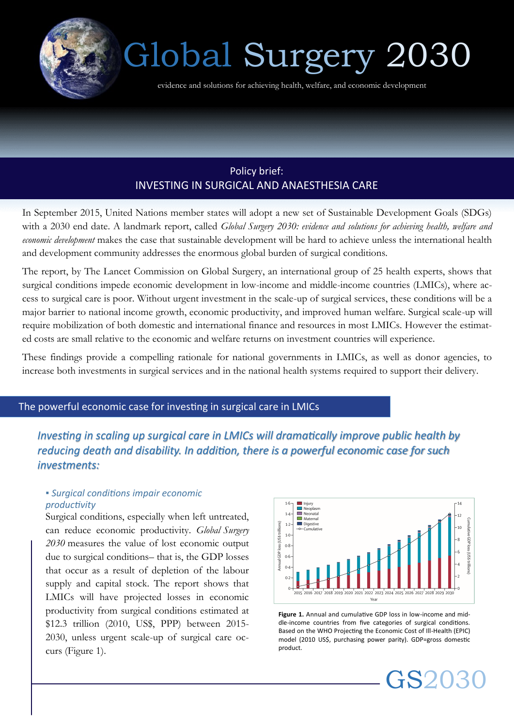# Global Surgery 2030

evidence and solutions for achieving health, welfare, and economic development

## Policy brief: INVESTING IN SURGICAL AND ANAESTHESIA CARE

In September 2015, United Nations member states will adopt a new set of Sustainable Development Goals (SDGs) with a 2030 end date. A landmark report, called *Global Surgery 2030: evidence and solutions for achieving health, welfare and economic development* makes the case that sustainable development will be hard to achieve unless the international health and development community addresses the enormous global burden of surgical conditions.

The report, by The Lancet Commission on Global Surgery, an international group of 25 health experts, shows that surgical conditions impede economic development in low-income and middle-income countries (LMICs), where access to surgical care is poor. Without urgent investment in the scale-up of surgical services, these conditions will be a major barrier to national income growth, economic productivity, and improved human welfare. Surgical scale-up will require mobilization of both domestic and international finance and resources in most LMICs. However the estimated costs are small relative to the economic and welfare returns on investment countries will experience.

These findings provide a compelling rationale for national governments in LMICs, as well as donor agencies, to increase both investments in surgical services and in the national health systems required to support their delivery.

## The powerful economic case for investing in surgical care in LMICs

***Investing in scaling up surgical care in LMICs will dramatically improve public health by reducing death and disability. In addition, there is a powerful economic case for such investments:***

### ▪ *Surgical conditions impair economic productivity*

Surgical conditions, especially when left untreated, can reduce economic productivity. *Global Surgery 2030* measures the value of lost economic output due to surgical conditions– that is, the GDP losses that occur as a result of depletion of the labour supply and capital stock. The report shows that LMICs will have projected losses in economic productivity from surgical conditions estimated at \$12.3 trillion (2010, US\$, PPP) between 2015-2030, unless urgent scale-up of surgical care occurs (Figure 1).

**Figure 1.** Annual and cumulative GDP loss in low-income and middle-income countries from five categories of surgical conditions. Based on the WHO Projecting the Economic Cost of Ill-Health (EPIC) model (2010 US\$, purchasing power parity). GDP=gross domestic product.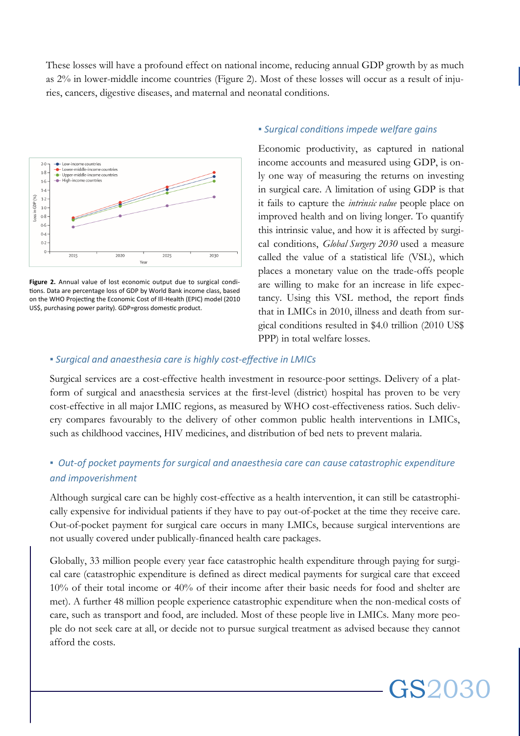These losses will have a profound effect on national income, reducing annual GDP growth by as much as 2% in lower-middle income countries (Figure 2). Most of these losses will occur as a result of injuries, cancers, digestive diseases, and maternal and neonatal conditions.

**Figure 2.** Annual value of lost economic output due to surgical conditions. Data are percentage loss of GDP by World Bank income class, based on the WHO Projecting the Economic Cost of Ill-Health (EPIC) model (2010 US$, purchasing power parity). GDP=gross domestic product.

### ▪ *Surgical conditions impede welfare gains*

Economic productivity, as captured in national income accounts and measured using GDP, is only one way of measuring the returns on investing in surgical care. A limitation of using GDP is that it fails to capture the *intrinsic value* people place on improved health and on living longer. To quantify this intrinsic value, and how it is affected by surgical conditions, *Global Surgery 2030* used a measure called the value of a statistical life (VSL), which places a monetary value on the trade-offs people are willing to make for an increase in life expectancy. Using this VSL method, the report finds that in LMICs in 2010, illness and death from surgical conditions resulted in $4.0 trillion (2010 US$ PPP) in total welfare losses.

### ▪ *Surgical and anaesthesia care is highly cost-effective in LMICs*

Surgical services are a cost-effective health investment in resource-poor settings. Delivery of a platform of surgical and anaesthesia services at the first-level (district) hospital has proven to be very cost-effective in all major LMIC regions, as measured by WHO cost-effectiveness ratios. Such delivery compares favourably to the delivery of other common public health interventions in LMICs, such as childhood vaccines, HIV medicines, and distribution of bed nets to prevent malaria.

### ▪ *Out-of pocket payments for surgical and anaesthesia care can cause catastrophic expenditure and impoverishment*

Although surgical care can be highly cost-effective as a health intervention, it can still be catastrophically expensive for individual patients if they have to pay out-of-pocket at the time they receive care. Out-of-pocket payment for surgical care occurs in many LMICs, because surgical interventions are not usually covered under publically-financed health care packages.

Globally, 33 million people every year face catastrophic health expenditure through paying for surgical care (catastrophic expenditure is defined as direct medical payments for surgical care that exceed 10% of their total income or 40% of their income after their basic needs for food and shelter are met). A further 48 million people experience catastrophic expenditure when the non-medical costs of care, such as transport and food, are included. Most of these people live in LMICs. Many more people do not seek care at all, or decide not to pursue surgical treatment as advised because they cannot afford the costs.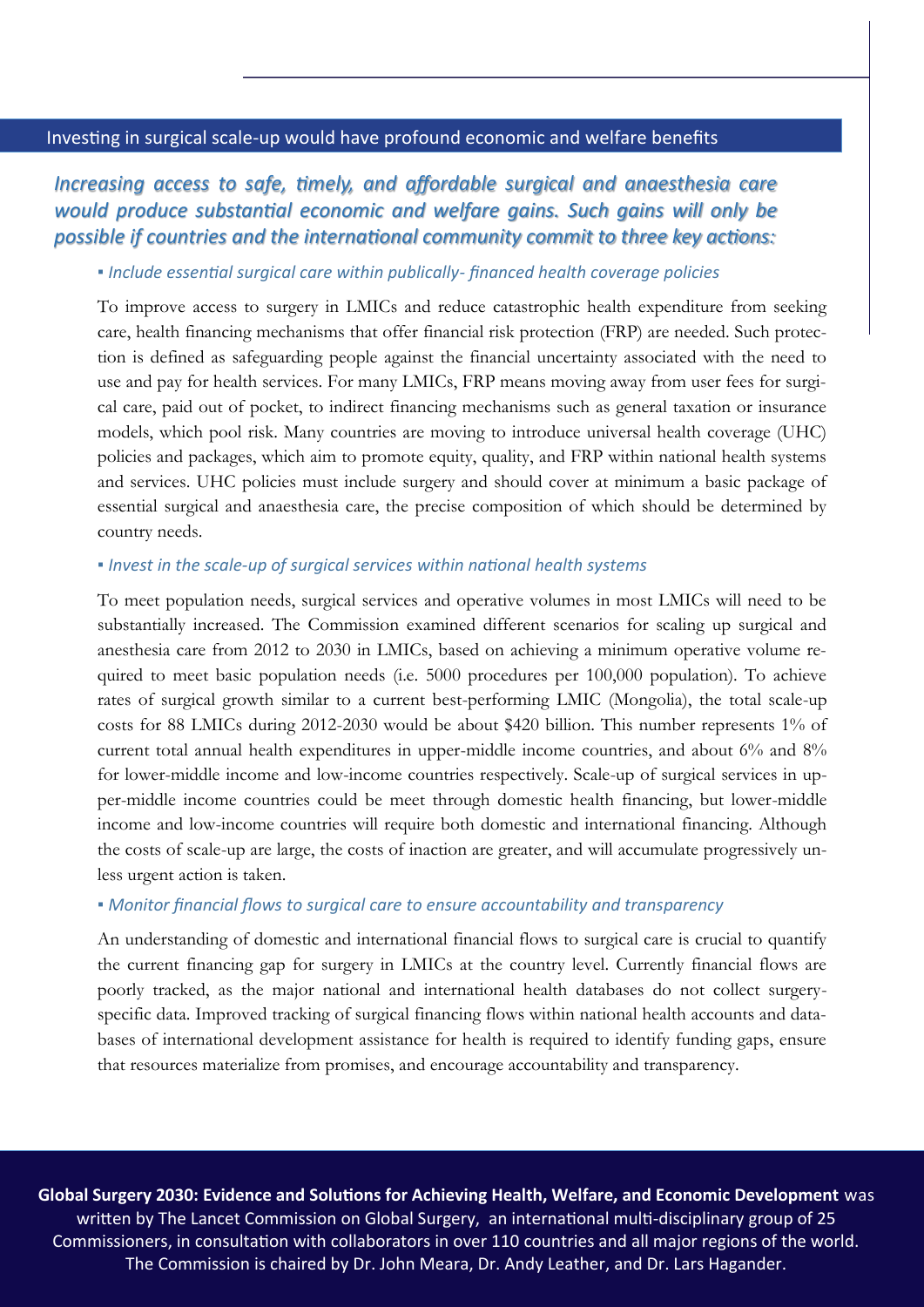## Investing in surgical scale-up would have profound economic and welfare benefits

***Increasing access to safe, timely, and affordable surgical and anaesthesia care would produce substantial economic and welfare gains. Such gains will only be possible if countries and the international community commit to three key actions:***

- *Include essential surgical care within publically- financed health coverage policies*

To improve access to surgery in LMICs and reduce catastrophic health expenditure from seeking care, health financing mechanisms that offer financial risk protection (FRP) are needed. Such protection is defined as safeguarding people against the financial uncertainty associated with the need to use and pay for health services. For many LMICs, FRP means moving away from user fees for surgical care, paid out of pocket, to indirect financing mechanisms such as general taxation or insurance models, which pool risk. Many countries are moving to introduce universal health coverage (UHC) policies and packages, which aim to promote equity, quality, and FRP within national health systems and services. UHC policies must include surgery and should cover at minimum a basic package of essential surgical and anaesthesia care, the precise composition of which should be determined by country needs.

- *Invest in the scale-up of surgical services within national health systems*

To meet population needs, surgical services and operative volumes in most LMICs will need to be substantially increased. The Commission examined different scenarios for scaling up surgical and anesthesia care from 2012 to 2030 in LMICs, based on achieving a minimum operative volume required to meet basic population needs (i.e. 5000 procedures per 100,000 population). To achieve rates of surgical growth similar to a current best-performing LMIC (Mongolia), the total scale-up costs for 88 LMICs during 2012-2030 would be about $420 billion. This number represents 1% of current total annual health expenditures in upper-middle income countries, and about 6% and 8% for lower-middle income and low-income countries respectively. Scale-up of surgical services in upper-middle income countries could be meet through domestic health financing, but lower-middle income and low-income countries will require both domestic and international financing. Although the costs of scale-up are large, the costs of inaction are greater, and will accumulate progressively unless urgent action is taken.

- *Monitor financial flows to surgical care to ensure accountability and transparency*

An understanding of domestic and international financial flows to surgical care is crucial to quantify the current financing gap for surgery in LMICs at the country level. Currently financial flows are poorly tracked, as the major national and international health databases do not collect surgery-specific data. Improved tracking of surgical financing flows within national health accounts and databases of international development assistance for health is required to identify funding gaps, ensure that resources materialize from promises, and encourage accountability and transparency.

**Global Surgery 2030: Evidence and Solutions for Achieving Health, Welfare, and Economic Development** was written by The Lancet Commission on Global Surgery, an international multi-disciplinary group of 25 Commissioners, in consultation with collaborators in over 110 countries and all major regions of the world. The Commission is chaired by Dr. John Meara, Dr. Andy Leather, and Dr. Lars Hagander.